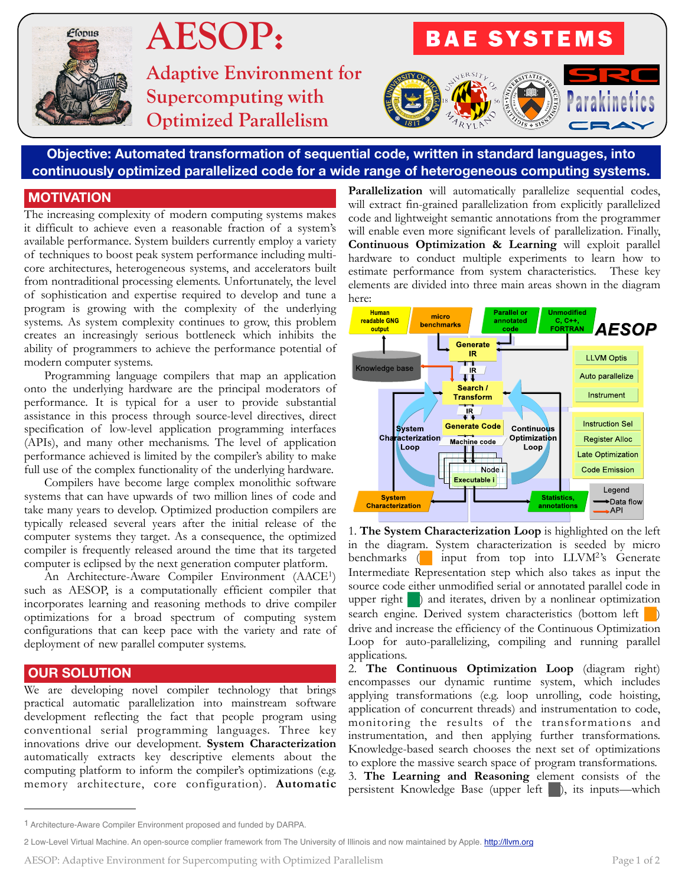# AESOP: Adaptive Environment for Supercomputing with Optimized Parallelism

**Objective: Automated transformation of sequential code, written in standard languages, into continuously optimized parallelized code for a wide range of heterogeneous computing systems.**

## MOTIVATION

The increasing complexity of modern computing systems makes it difficult to achieve even a reasonable fraction of a system's available performance. System builders currently employ a variety of techniques to boost peak system performance including multi-core architectures, heterogeneous systems, and accelerators built from nontraditional processing elements. Unfortunately, the level of sophistication and expertise required to develop and tune a program is growing with the complexity of the underlying systems. As system complexity continues to grow, this problem creates an increasingly serious bottleneck which inhibits the ability of programmers to achieve the performance potential of modern computer systems.

Programming language compilers that map an application onto the underlying hardware are the principal moderators of performance. It is typical for a user to provide substantial assistance in this process through source-level directives, direct specification of low-level application programming interfaces (APIs), and many other mechanisms. The level of application performance achieved is limited by the compiler's ability to make full use of the complex functionality of the underlying hardware.

Compilers have become large complex monolithic software systems that can have upwards of two million lines of code and take many years to develop. Optimized production compilers are typically released several years after the initial release of the computer systems they target. As a consequence, the optimized compiler is frequently released around the time that its targeted computer is eclipsed by the next generation computer platform.

An Architecture-Aware Compiler Environment (AACE[1]) such as AESOP, is a computationally efficient compiler that incorporates learning and reasoning methods to drive compiler optimizations for a broad spectrum of computing system configurations that can keep pace with the variety and rate of deployment of new parallel computer systems.

## OUR SOLUTION

We are developing novel compiler technology that brings practical automatic parallelization into mainstream software development reflecting the fact that people program using conventional serial programming languages. Three key innovations drive our development. **System Characterization** automatically extracts key descriptive elements about the computing platform to inform the compiler's optimizations (e.g. memory architecture, core configuration). **Automatic Parallelization** will automatically parallelize sequential codes, will extract fin-grained parallelization from explicitly parallelized code and lightweight semantic annotations from the programmer will enable even more significant levels of parallelization. Finally, **Continuous Optimization & Learning** will exploit parallel hardware to conduct multiple experiments to learn how to estimate performance from system characteristics. These key elements are divided into three main areas shown in the diagram here:

1. **The System Characterization Loop** is highlighted on the left in the diagram. System characterization is seeded by micro benchmarks (orange) input from top into LLVM[2]'s Generate Intermediate Representation step which also takes as input the source code either unmodified serial or annotated parallel code in upper right (green) and iterates, driven by a nonlinear optimization search engine. Derived system characteristics (bottom left orange) drive and increase the efficiency of the Continuous Optimization Loop for auto-parallelizing, compiling and running parallel applications.
2. **The Continuous Optimization Loop** (diagram right) encompasses our dynamic runtime system, which includes applying transformations (e.g. loop unrolling, code hoisting, application of concurrent threads) and instrumentation to code, monitoring the results of the transformations and instrumentation, and then applying further transformations. Knowledge-based search chooses the next set of optimizations to explore the massive search space of program transformations.
3. **The Learning and Reasoning** element consists of the persistent Knowledge Base (upper left gray), its inputs—which

---

[1] Architecture-Aware Compiler Environment proposed and funded by DARPA.

[2] Low-Level Virtual Machine. An open-source complier framework from The University of Illinois and now maintained by Apple. http://llvm.org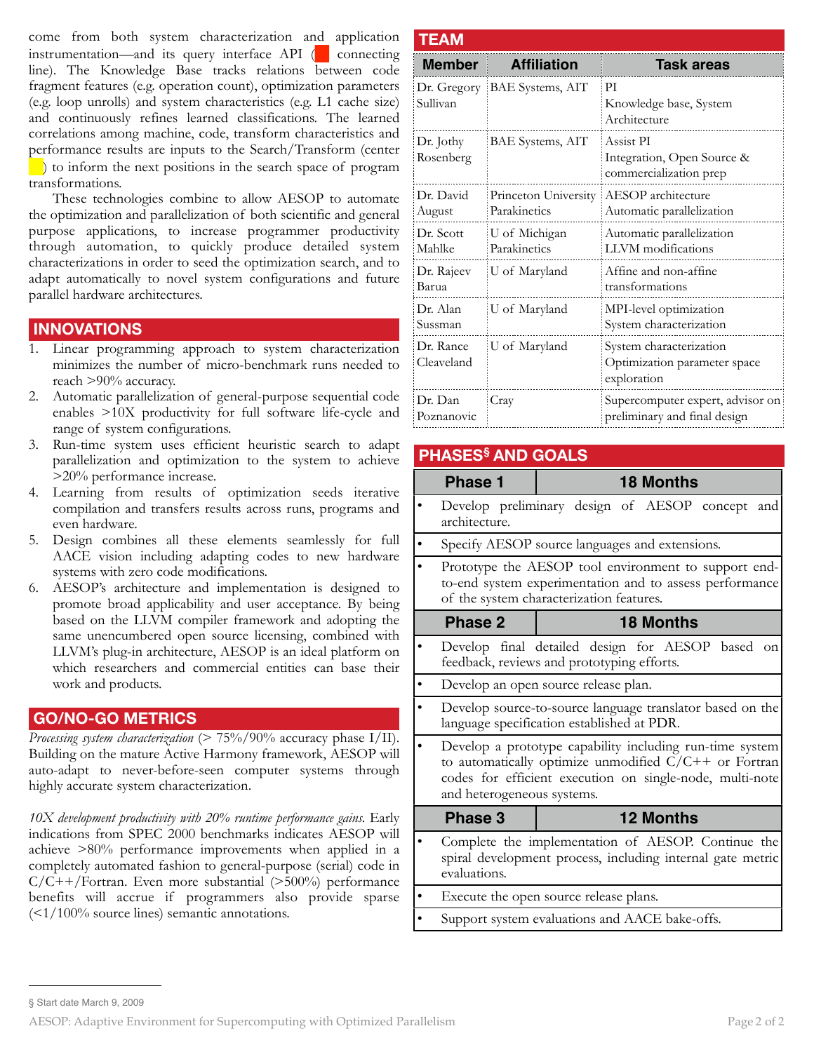come from both system characterization and application instrumentation—and its query interface API (■ connecting line). The Knowledge Base tracks relations between code fragment features (e.g. operation count), optimization parameters (e.g. loop unrolls) and system characteristics (e.g. L1 cache size) and continuously refines learned classifications. The learned correlations among machine, code, transform characteristics and performance results are inputs to the Search/Transform (center ■) to inform the next positions in the search space of program transformations.

These technologies combine to allow AESOP to automate the optimization and parallelization of both scientific and general purpose applications, to increase programmer productivity through automation, to quickly produce detailed system characterizations in order to seed the optimization search, and to adapt automatically to novel system configurations and future parallel hardware architectures.

## INNOVATIONS

1. Linear programming approach to system characterization minimizes the number of micro-benchmark runs needed to reach >90% accuracy.
2. Automatic parallelization of general-purpose sequential code enables >10X productivity for full software life-cycle and range of system configurations.
3. Run-time system uses efficient heuristic search to adapt parallelization and optimization to the system to achieve >20% performance increase.
4. Learning from results of optimization seeds iterative compilation and transfers results across runs, programs and even hardware.
5. Design combines all these elements seamlessly for full AACE vision including adapting codes to new hardware systems with zero code modifications.
6. AESOP's architecture and implementation is designed to promote broad applicability and user acceptance. By being based on the LLVM compiler framework and adopting the same unencumbered open source licensing, combined with LLVM's plug-in architecture, AESOP is an ideal platform on which researchers and commercial entities can base their work and products.

## GO/NO-GO METRICS

*Processing system characterization* (> 75%/90% accuracy phase I/II). Building on the mature Active Harmony framework, AESOP will auto-adapt to never-before-seen computer systems through highly accurate system characterization.

*10X development productivity with 20% runtime performance gains.* Early indications from SPEC 2000 benchmarks indicates AESOP will achieve >80% performance improvements when applied in a completely automated fashion to general-purpose (serial) code in C/C++/Fortran. Even more substantial (>500%) performance benefits will accrue if programmers also provide sparse (<1/100% source lines) semantic annotations.

## TEAM

| Member | Affiliation | Task areas |
|---|---|---|
| Dr. Gregory Sullivan | BAE Systems, AIT | PI<br>Knowledge base, System Architecture |
| Dr. Jothy Rosenberg | BAE Systems, AIT | Assist PI<br>Integration, Open Source & commercialization prep |
| Dr. David August | Princeton University<br>Parakinetics | AESOP architecture<br>Automatic parallelization |
| Dr. Scott Mahlke | U of Michigan<br>Parakinetics | Automatic parallelization<br>LLVM modifications |
| Dr. Rajeev Barua | U of Maryland | Affine and non-affine transformations |
| Dr. Alan Sussman | U of Maryland | MPI-level optimization<br>System characterization |
| Dr. Rance Cleaveland | U of Maryland | System characterization<br>Optimization parameter space exploration |
| Dr. Dan Poznanovic | Cray | Supercomputer expert, advisor on preliminary and final design |

## PHASES[§] AND GOALS

| Phase 1 | 18 Months |
|---|---|
| • Develop preliminary design of AESOP concept and architecture. | |
| • Specify AESOP source languages and extensions. | |
| • Prototype the AESOP tool environment to support end-to-end system experimentation and to assess performance of the system characterization features. | |
| **Phase 2** | **18 Months** |
| • Develop final detailed design for AESOP based on feedback, reviews and prototyping efforts. | |
| • Develop an open source release plan. | |
| • Develop source-to-source language translator based on the language specification established at PDR. | |
| • Develop a prototype capability including run-time system to automatically optimize unmodified C/C++ or Fortran codes for efficient execution on single-node, multi-note and heterogeneous systems. | |
| **Phase 3** | **12 Months** |
| • Complete the implementation of AESOP. Continue the spiral development process, including internal gate metric evaluations. | |
| • Execute the open source release plans. | |
| • Support system evaluations and AACE bake-offs. | |

§ Start date March 9, 2009